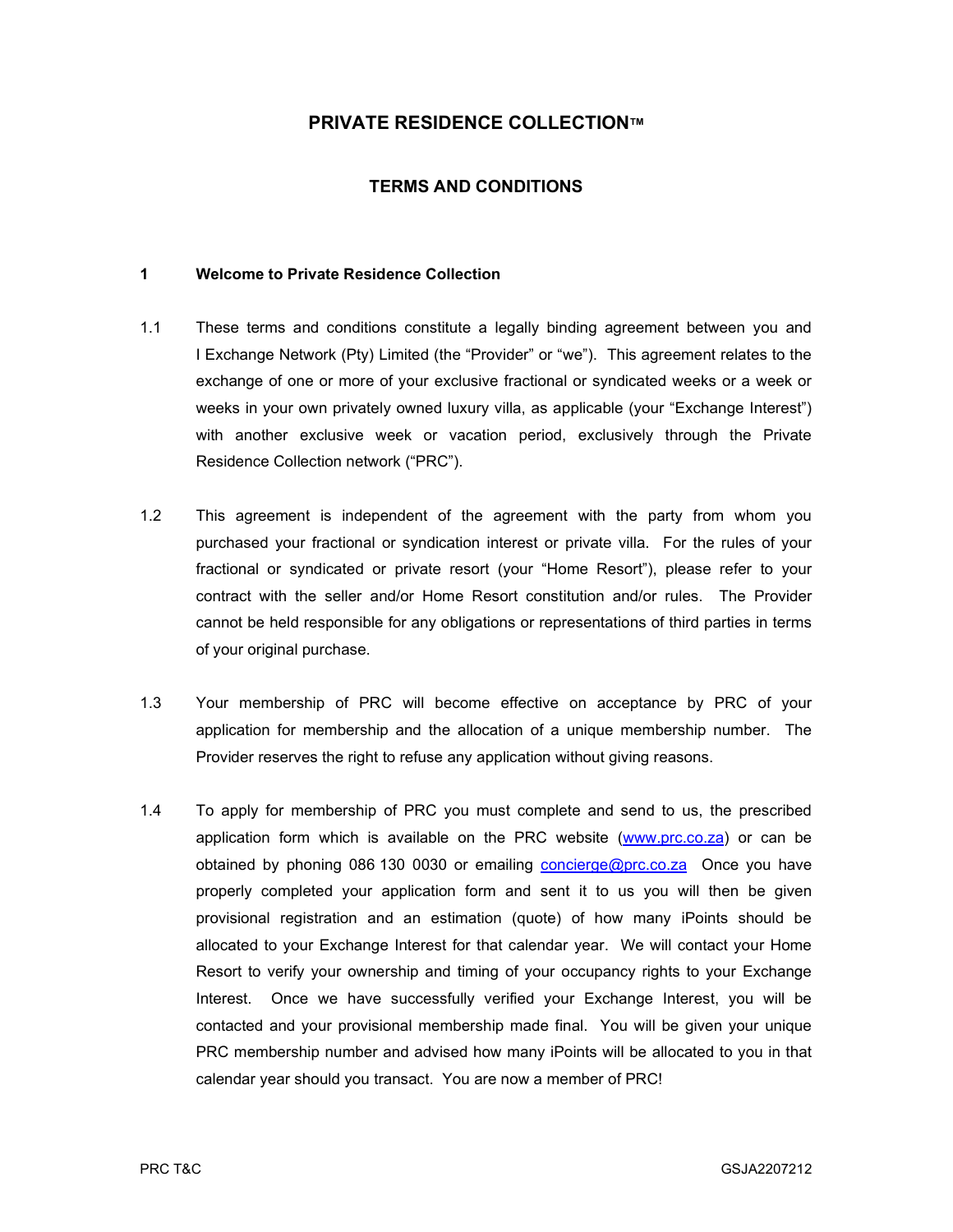# PRIVATE RESIDENCE COLLECTION™

## TERMS AND CONDITIONS

### 1 Welcome to Private Residence Collection

1.1 These terms and conditions constitute a legally binding agreement between you and I Exchange Network (Pty) Limited (the "Provider" or "we"). This agreement relates to the exchange of one or more of your exclusive fractional or syndicated weeks or a week or weeks in your own privately owned luxury villa, as applicable (your "Exchange Interest") with another exclusive week or vacation period, exclusively through the Private Residence Collection network ("PRC").

1.2 This agreement is independent of the agreement with the party from whom you purchased your fractional or syndication interest or private villa. For the rules of your fractional or syndicated or private resort (your "Home Resort"), please refer to your contract with the seller and/or Home Resort constitution and/or rules. The Provider cannot be held responsible for any obligations or representations of third parties in terms of your original purchase.

1.3 Your membership of PRC will become effective on acceptance by PRC of your application for membership and the allocation of a unique membership number. The Provider reserves the right to refuse any application without giving reasons.

1.4 To apply for membership of PRC you must complete and send to us, the prescribed application form which is available on the PRC website (www.prc.co.za) or can be obtained by phoning 086 130 0030 or emailing concierge@prc.co.za Once you have properly completed your application form and sent it to us you will then be given provisional registration and an estimation (quote) of how many iPoints should be allocated to your Exchange Interest for that calendar year. We will contact your Home Resort to verify your ownership and timing of your occupancy rights to your Exchange Interest. Once we have successfully verified your Exchange Interest, you will be contacted and your provisional membership made final. You will be given your unique PRC membership number and advised how many iPoints will be allocated to you in that calendar year should you transact. You are now a member of PRC!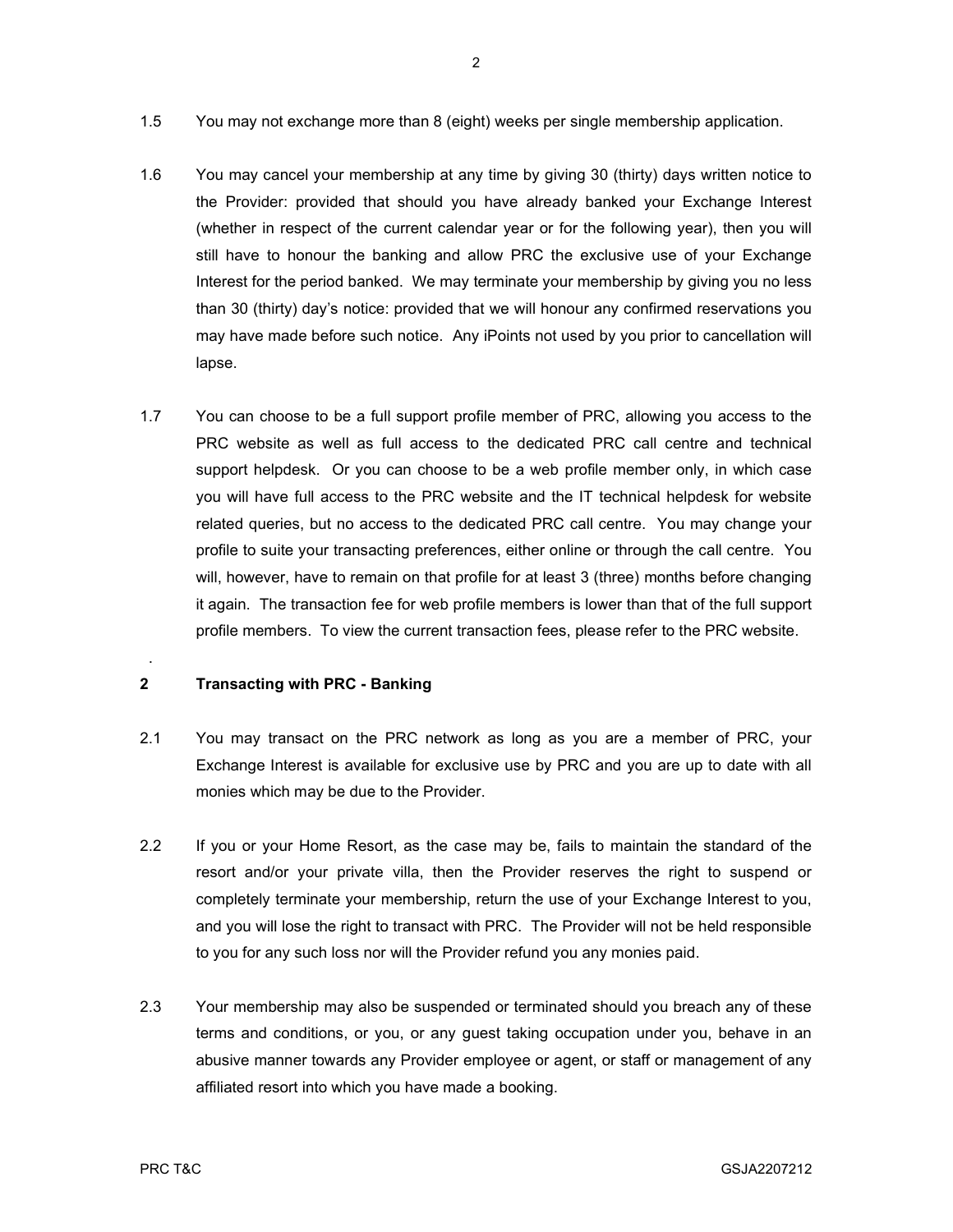1.5 You may not exchange more than 8 (eight) weeks per single membership application.

1.6 You may cancel your membership at any time by giving 30 (thirty) days written notice to the Provider: provided that should you have already banked your Exchange Interest (whether in respect of the current calendar year or for the following year), then you will still have to honour the banking and allow PRC the exclusive use of your Exchange Interest for the period banked. We may terminate your membership by giving you no less than 30 (thirty) day's notice: provided that we will honour any confirmed reservations you may have made before such notice. Any iPoints not used by you prior to cancellation will lapse.

1.7 You can choose to be a full support profile member of PRC, allowing you access to the PRC website as well as full access to the dedicated PRC call centre and technical support helpdesk. Or you can choose to be a web profile member only, in which case you will have full access to the PRC website and the IT technical helpdesk for website related queries, but no access to the dedicated PRC call centre. You may change your profile to suit your transacting preferences, either online or through the call centre. You will, however, have to remain on that profile for at least 3 (three) months before changing it again. The transaction fee for web profile members is lower than that of the full support profile members. To view the current transaction fees, please refer to the PRC website.

## 2 Transacting with PRC - Banking

2.1 You may transact on the PRC network as long as you are a member of PRC, your Exchange Interest is available for exclusive use by PRC and you are up to date with all monies which may be due to the Provider.

2.2 If you or your Home Resort, as the case may be, fails to maintain the standard of the resort and/or your private villa, then the Provider reserves the right to suspend or completely terminate your membership, return the use of your Exchange Interest to you, and you will lose the right to transact with PRC. The Provider will not be held responsible to you for any such loss nor will the Provider refund you any monies paid.

2.3 Your membership may also be suspended or terminated should you breach any of these terms and conditions, or you, or any guest taking occupation under you, behave in an abusive manner towards any Provider employee or agent, or staff or management of any affiliated resort into which you have made a booking.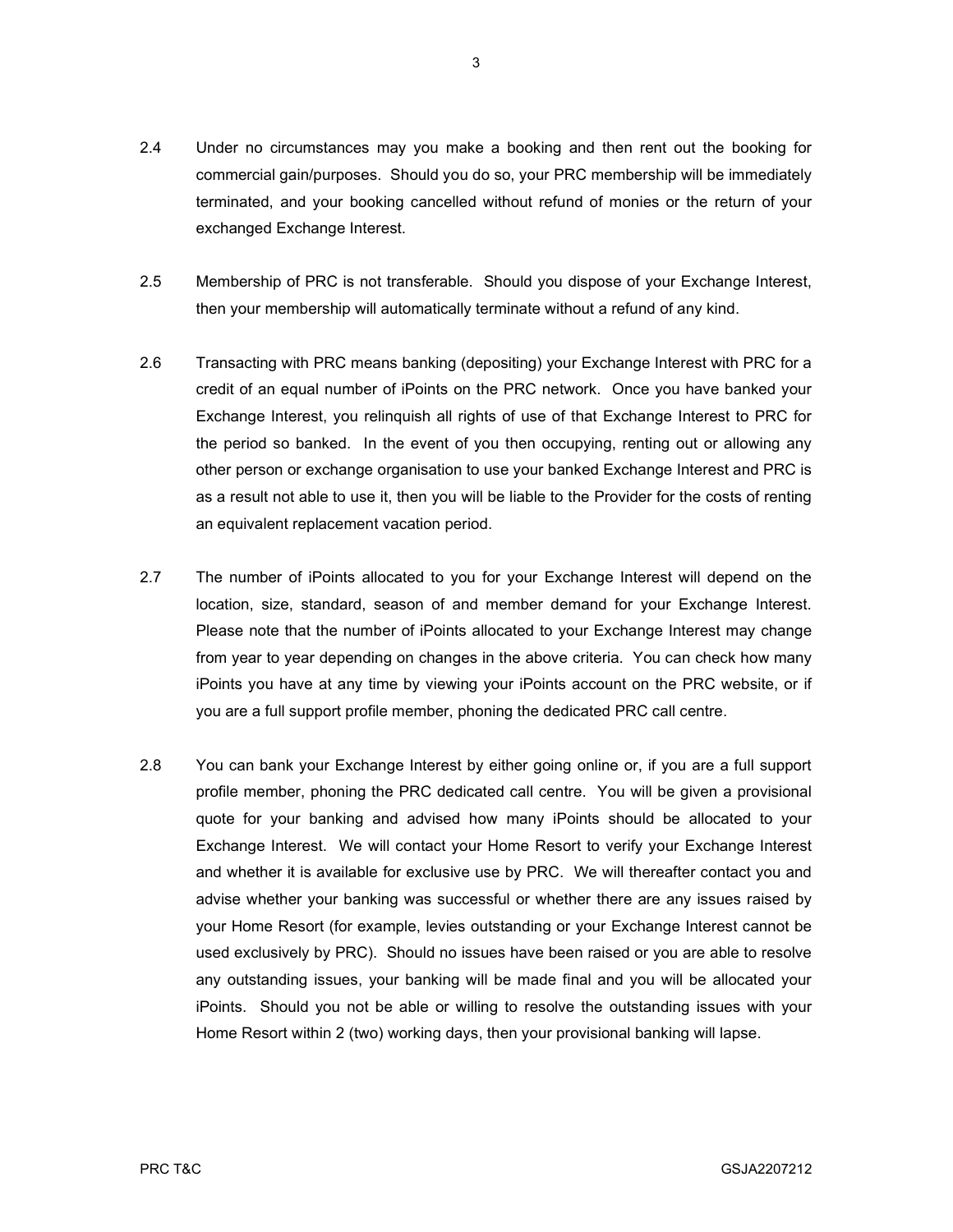2.4 Under no circumstances may you make a booking and then rent out the booking for commercial gain/purposes. Should you do so, your PRC membership will be immediately terminated, and your booking cancelled without refund of monies or the return of your exchanged Exchange Interest.

2.5 Membership of PRC is not transferable. Should you dispose of your Exchange Interest, then your membership will automatically terminate without a refund of any kind.

2.6 Transacting with PRC means banking (depositing) your Exchange Interest with PRC for a credit of an equal number of iPoints on the PRC network. Once you have banked your Exchange Interest, you relinquish all rights of use of that Exchange Interest to PRC for the period so banked. In the event of you then occupying, renting out or allowing any other person or exchange organisation to use your banked Exchange Interest and PRC is as a result not able to use it, then you will be liable to the Provider for the costs of renting an equivalent replacement vacation period.

2.7 The number of iPoints allocated to you for your Exchange Interest will depend on the location, size, standard, season of and member demand for your Exchange Interest. Please note that the number of iPoints allocated to your Exchange Interest may change from year to year depending on changes in the above criteria. You can check how many iPoints you have at any time by viewing your iPoints account on the PRC website, or if you are a full support profile member, phoning the dedicated PRC call centre.

2.8 You can bank your Exchange Interest by either going online or, if you are a full support profile member, phoning the PRC dedicated call centre. You will be given a provisional quote for your banking and advised how many iPoints should be allocated to your Exchange Interest. We will contact your Home Resort to verify your Exchange Interest and whether it is available for exclusive use by PRC. We will thereafter contact you and advise whether your banking was successful or whether there are any issues raised by your Home Resort (for example, levies outstanding or your Exchange Interest cannot be used exclusively by PRC). Should no issues have been raised or you are able to resolve any outstanding issues, your banking will be made final and you will be allocated your iPoints. Should you not be able or willing to resolve the outstanding issues with your Home Resort within 2 (two) working days, then your provisional banking will lapse.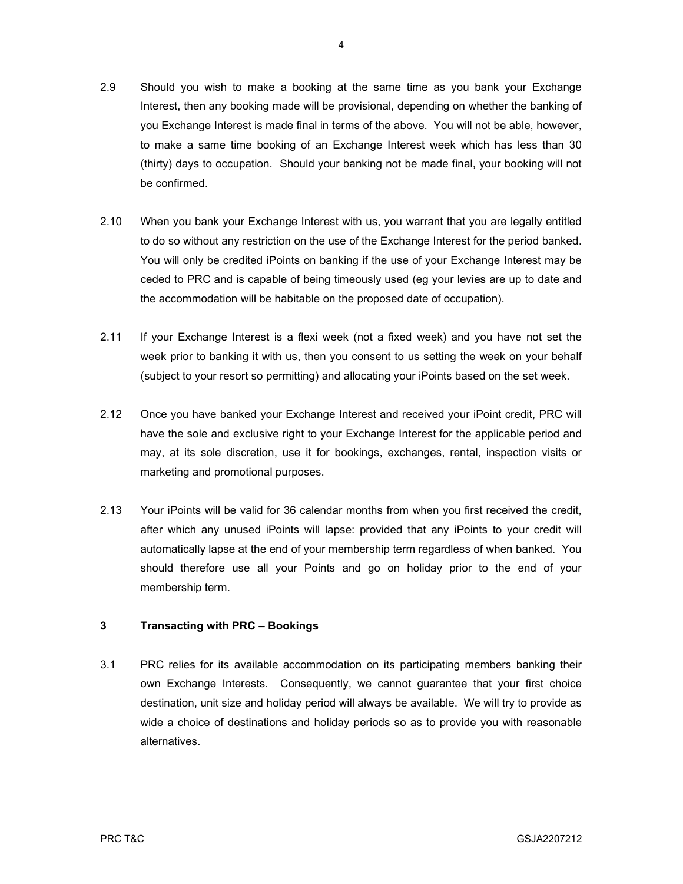2.9 Should you wish to make a booking at the same time as you bank your Exchange Interest, then any booking made will be provisional, depending on whether the banking of you Exchange Interest is made final in terms of the above. You will not be able, however, to make a same time booking of an Exchange Interest week which has less than 30 (thirty) days to occupation. Should your banking not be made final, your booking will not be confirmed.

2.10 When you bank your Exchange Interest with us, you warrant that you are legally entitled to do so without any restriction on the use of the Exchange Interest for the period banked. You will only be credited iPoints on banking if the use of your Exchange Interest may be ceded to PRC and is capable of being timeously used (eg your levies are up to date and the accommodation will be habitable on the proposed date of occupation).

2.11 If your Exchange Interest is a flexi week (not a fixed week) and you have not set the week prior to banking it with us, then you consent to us setting the week on your behalf (subject to your resort so permitting) and allocating your iPoints based on the set week.

2.12 Once you have banked your Exchange Interest and received your iPoint credit, PRC will have the sole and exclusive right to your Exchange Interest for the applicable period and may, at its sole discretion, use it for bookings, exchanges, rental, inspection visits or marketing and promotional purposes.

2.13 Your iPoints will be valid for 36 calendar months from when you first received the credit, after which any unused iPoints will lapse: provided that any iPoints to your credit will automatically lapse at the end of your membership term regardless of when banked. You should therefore use all your Points and go on holiday prior to the end of your membership term.

## 3 Transacting with PRC – Bookings

3.1 PRC relies for its available accommodation on its participating members banking their own Exchange Interests. Consequently, we cannot guarantee that your first choice destination, unit size and holiday period will always be available. We will try to provide as wide a choice of destinations and holiday periods so as to provide you with reasonable alternatives.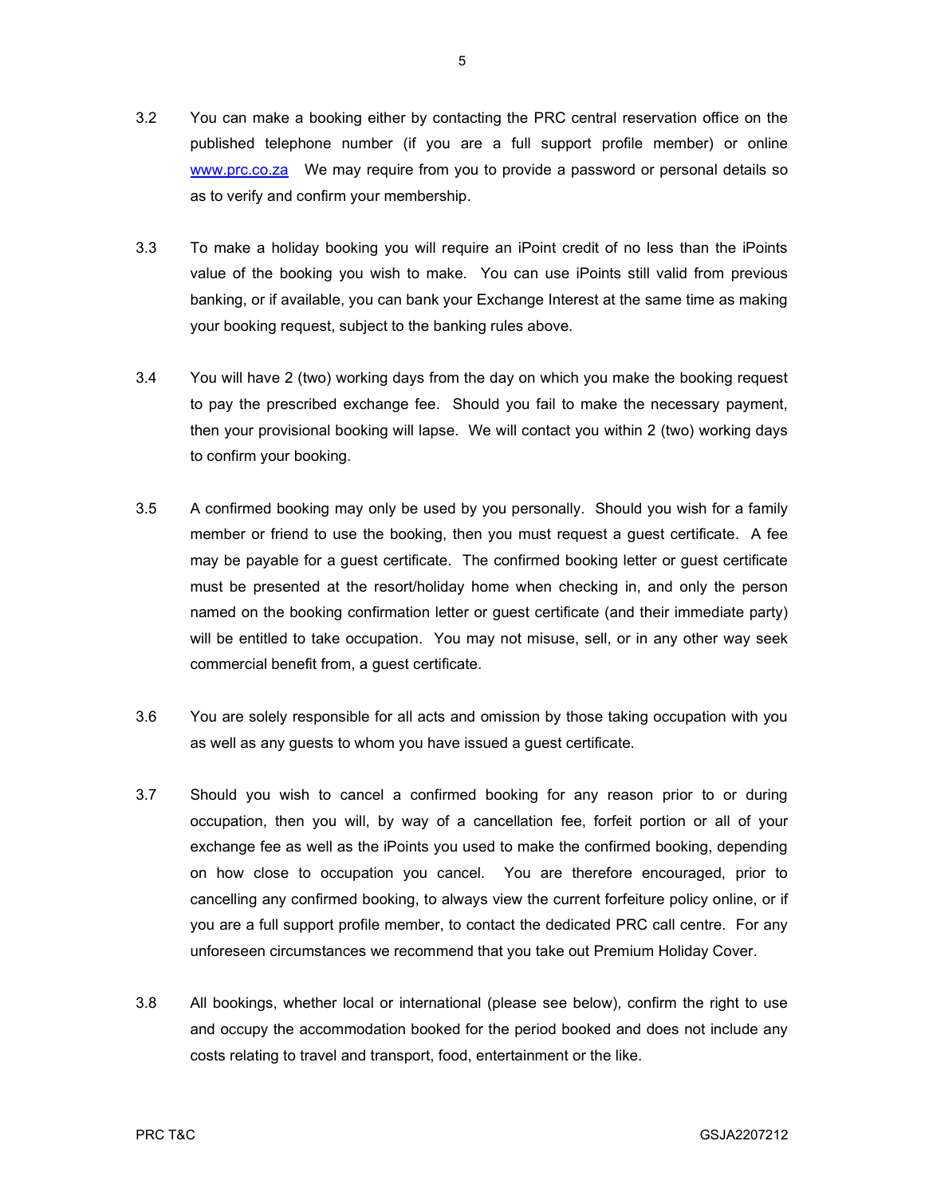3.2 You can make a booking either by contacting the PRC central reservation office on the published telephone number (if you are a full support profile member) or online [www.prc.co.za](http://www.prc.co.za) We may require from you to provide a password or personal details so as to verify and confirm your membership.

3.3 To make a holiday booking you will require an iPoint credit of no less than the iPoints value of the booking you wish to make. You can use iPoints still valid from previous banking, or if available, you can bank your Exchange Interest at the same time as making your booking request, subject to the banking rules above.

3.4 You will have 2 (two) working days from the day on which you make the booking request to pay the prescribed exchange fee. Should you fail to make the necessary payment, then your provisional booking will lapse. We will contact you within 2 (two) working days to confirm your booking.

3.5 A confirmed booking may only be used by you personally. Should you wish for a family member or friend to use the booking, then you must request a guest certificate. A fee may be payable for a guest certificate. The confirmed booking letter or guest certificate must be presented at the resort/holiday home when checking in, and only the person named on the booking confirmation letter or guest certificate (and their immediate party) will be entitled to take occupation. You may not misuse, sell, or in any other way seek commercial benefit from, a guest certificate.

3.6 You are solely responsible for all acts and omission by those taking occupation with you as well as any guests to whom you have issued a guest certificate.

3.7 Should you wish to cancel a confirmed booking for any reason prior to or during occupation, then you will, by way of a cancellation fee, forfeit portion or all of your exchange fee as well as the iPoints you used to make the confirmed booking, depending on how close to occupation you cancel. You are therefore encouraged, prior to cancelling any confirmed booking, to always view the current forfeiture policy online, or if you are a full support profile member, to contact the dedicated PRC call centre. For any unforeseen circumstances we recommend that you take out Premium Holiday Cover.

3.8 All bookings, whether local or international (please see below), confirm the right to use and occupy the accommodation booked for the period booked and does not include any costs relating to travel and transport, food, entertainment or the like.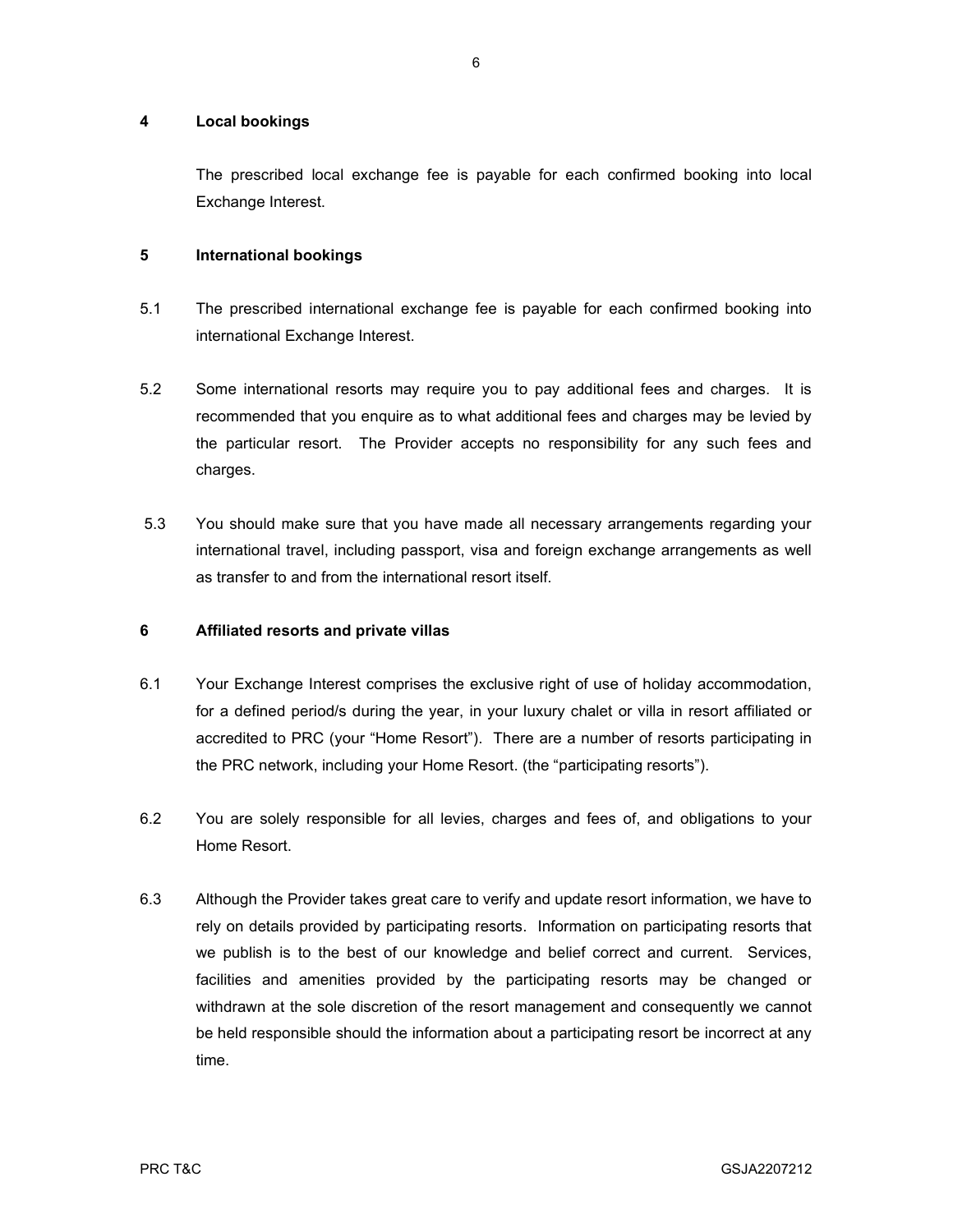## 4 Local bookings

The prescribed local exchange fee is payable for each confirmed booking into local Exchange Interest.

## 5 International bookings

5.1 The prescribed international exchange fee is payable for each confirmed booking into international Exchange Interest.

5.2 Some international resorts may require you to pay additional fees and charges. It is recommended that you enquire as to what additional fees and charges may be levied by the particular resort. The Provider accepts no responsibility for any such fees and charges.

5.3 You should make sure that you have made all necessary arrangements regarding your international travel, including passport, visa and foreign exchange arrangements as well as transfer to and from the international resort itself.

## 6 Affiliated resorts and private villas

6.1 Your Exchange Interest comprises the exclusive right of use of holiday accommodation, for a defined period/s during the year, in your luxury chalet or villa in resort affiliated or accredited to PRC (your "Home Resort"). There are a number of resorts participating in the PRC network, including your Home Resort. (the "participating resorts").

6.2 You are solely responsible for all levies, charges and fees of, and obligations to your Home Resort.

6.3 Although the Provider takes great care to verify and update resort information, we have to rely on details provided by participating resorts. Information on participating resorts that we publish is to the best of our knowledge and belief correct and current. Services, facilities and amenities provided by the participating resorts may be changed or withdrawn at the sole discretion of the resort management and consequently we cannot be held responsible should the information about a participating resort be incorrect at any time.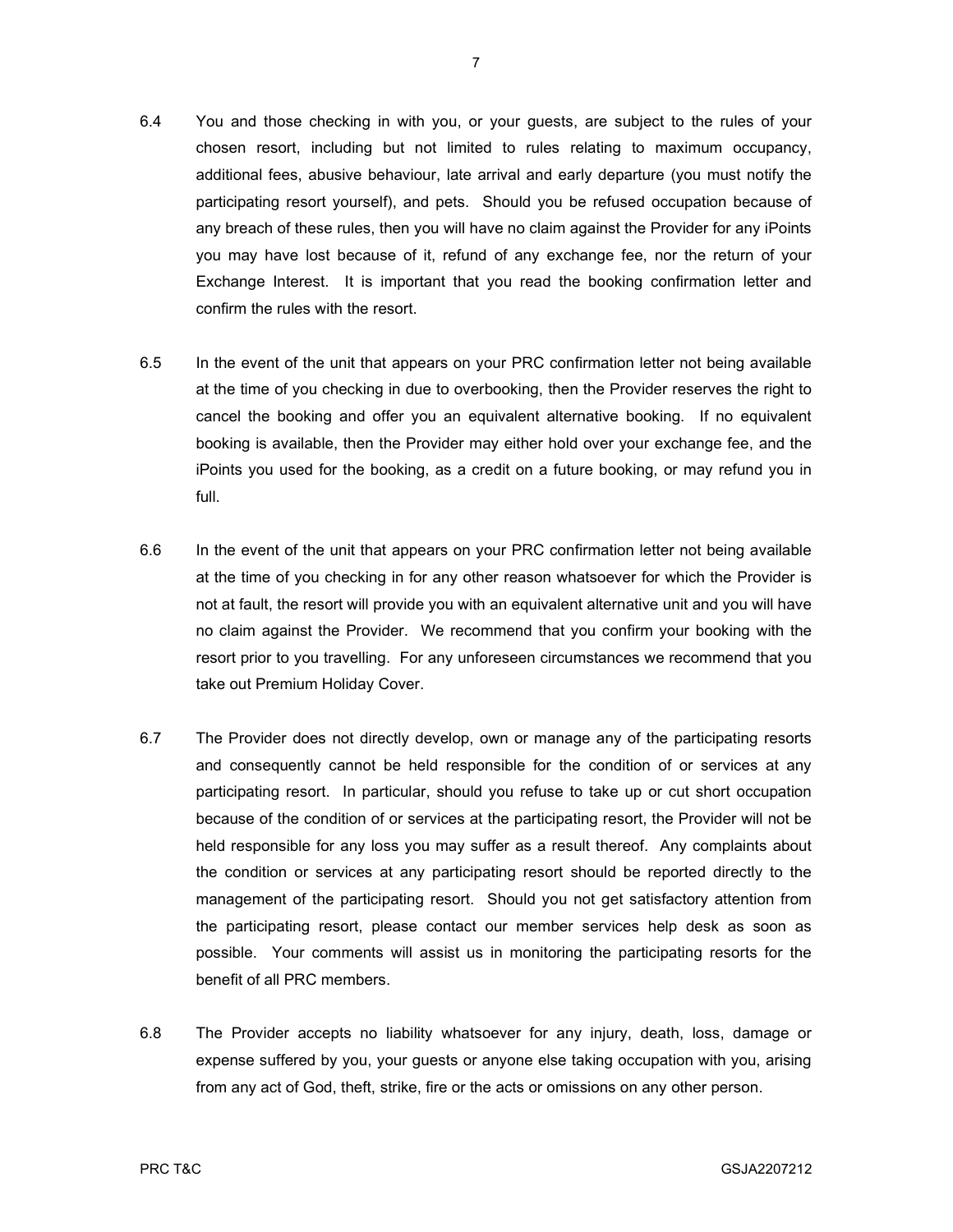6.4 You and those checking in with you, or your guests, are subject to the rules of your chosen resort, including but not limited to rules relating to maximum occupancy, additional fees, abusive behaviour, late arrival and early departure (you must notify the participating resort yourself), and pets. Should you be refused occupation because of any breach of these rules, then you will have no claim against the Provider for any iPoints you may have lost because of it, refund of any exchange fee, nor the return of your Exchange Interest. It is important that you read the booking confirmation letter and confirm the rules with the resort.

6.5 In the event of the unit that appears on your PRC confirmation letter not being available at the time of you checking in due to overbooking, then the Provider reserves the right to cancel the booking and offer you an equivalent alternative booking. If no equivalent booking is available, then the Provider may either hold over your exchange fee, and the iPoints you used for the booking, as a credit on a future booking, or may refund you in full.

6.6 In the event of the unit that appears on your PRC confirmation letter not being available at the time of you checking in for any other reason whatsoever for which the Provider is not at fault, the resort will provide you with an equivalent alternative unit and you will have no claim against the Provider. We recommend that you confirm your booking with the resort prior to you travelling. For any unforeseen circumstances we recommend that you take out Premium Holiday Cover.

6.7 The Provider does not directly develop, own or manage any of the participating resorts and consequently cannot be held responsible for the condition of or services at any participating resort. In particular, should you refuse to take up or cut short occupation because of the condition of or services at the participating resort, the Provider will not be held responsible for any loss you may suffer as a result thereof. Any complaints about the condition or services at any participating resort should be reported directly to the management of the participating resort. Should you not get satisfactory attention from the participating resort, please contact our member services help desk as soon as possible. Your comments will assist us in monitoring the participating resorts for the benefit of all PRC members.

6.8 The Provider accepts no liability whatsoever for any injury, death, loss, damage or expense suffered by you, your guests or anyone else taking occupation with you, arising from any act of God, theft, strike, fire or the acts or omissions on any other person.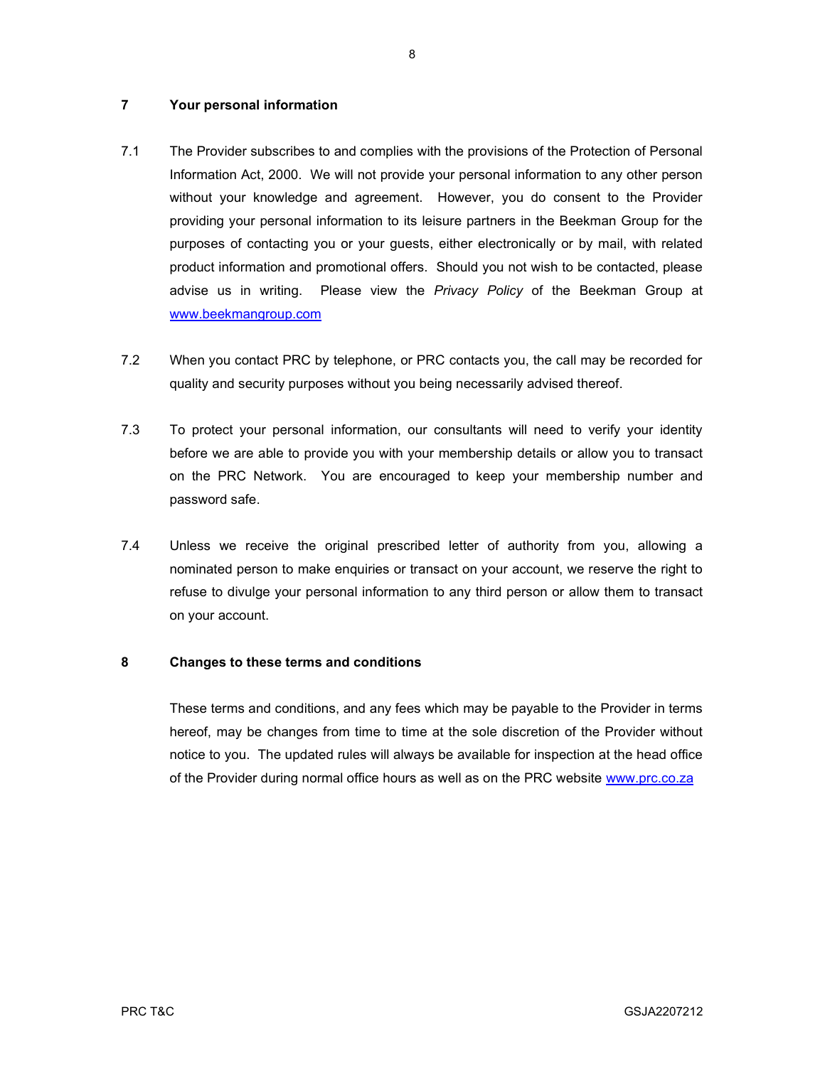## 7 Your personal information

7.1 The Provider subscribes to and complies with the provisions of the Protection of Personal Information Act, 2000. We will not provide your personal information to any other person without your knowledge and agreement. However, you do consent to the Provider providing your personal information to its leisure partners in the Beekman Group for the purposes of contacting you or your guests, either electronically or by mail, with related product information and promotional offers. Should you not wish to be contacted, please advise us in writing. Please view the *Privacy Policy* of the Beekman Group at www.beekmangroup.com

7.2 When you contact PRC by telephone, or PRC contacts you, the call may be recorded for quality and security purposes without you being necessarily advised thereof.

7.3 To protect your personal information, our consultants will need to verify your identity before we are able to provide you with your membership details or allow you to transact on the PRC Network. You are encouraged to keep your membership number and password safe.

7.4 Unless we receive the original prescribed letter of authority from you, allowing a nominated person to make enquiries or transact on your account, we reserve the right to refuse to divulge your personal information to any third person or allow them to transact on your account.

## 8 Changes to these terms and conditions

These terms and conditions, and any fees which may be payable to the Provider in terms hereof, may be changes from time to time at the sole discretion of the Provider without notice to you. The updated rules will always be available for inspection at the head office of the Provider during normal office hours as well as on the PRC website www.prc.co.za